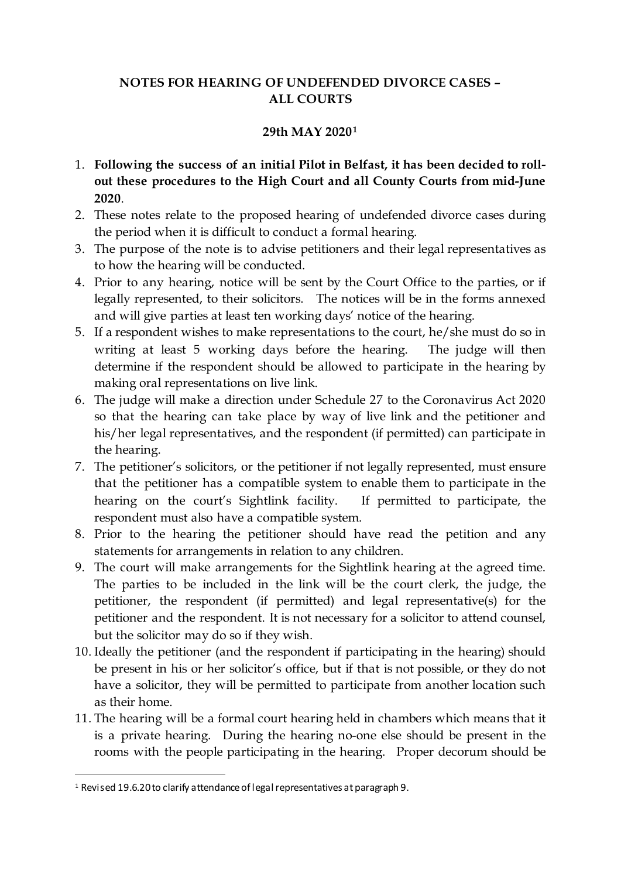# NOTES FOR HEARING OF UNDEFENDED DIVORCE CASES – ALL COURTS

## 29th MAY 2020[1]

1. **Following the success of an initial Pilot in Belfast, it has been decided to roll-out these procedures to the High Court and all County Courts from mid-June 2020**.
2. These notes relate to the proposed hearing of undefended divorce cases during the period when it is difficult to conduct a formal hearing.
3. The purpose of the note is to advise petitioners and their legal representatives as to how the hearing will be conducted.
4. Prior to any hearing, notice will be sent by the Court Office to the parties, or if legally represented, to their solicitors. The notices will be in the forms annexed and will give parties at least ten working days' notice of the hearing.
5. If a respondent wishes to make representations to the court, he/she must do so in writing at least 5 working days before the hearing. The judge will then determine if the respondent should be allowed to participate in the hearing by making oral representations on live link.
6. The judge will make a direction under Schedule 27 to the Coronavirus Act 2020 so that the hearing can take place by way of live link and the petitioner and his/her legal representatives, and the respondent (if permitted) can participate in the hearing.
7. The petitioner's solicitors, or the petitioner if not legally represented, must ensure that the petitioner has a compatible system to enable them to participate in the hearing on the court's Sightlink facility. If permitted to participate, the respondent must also have a compatible system.
8. Prior to the hearing the petitioner should have read the petition and any statements for arrangements in relation to any children.
9. The court will make arrangements for the Sightlink hearing at the agreed time. The parties to be included in the link will be the court clerk, the judge, the petitioner, the respondent (if permitted) and legal representative(s) for the petitioner and the respondent. It is not necessary for a solicitor to attend counsel, but the solicitor may do so if they wish.
10. Ideally the petitioner (and the respondent if participating in the hearing) should be present in his or her solicitor's office, but if that is not possible, or they do not have a solicitor, they will be permitted to participate from another location such as their home.
11. The hearing will be a formal court hearing held in chambers which means that it is a private hearing. During the hearing no-one else should be present in the rooms with the people participating in the hearing. Proper decorum should be

---

[1] Revised 19.6.20 to clarify attendance of legal representatives at paragraph 9.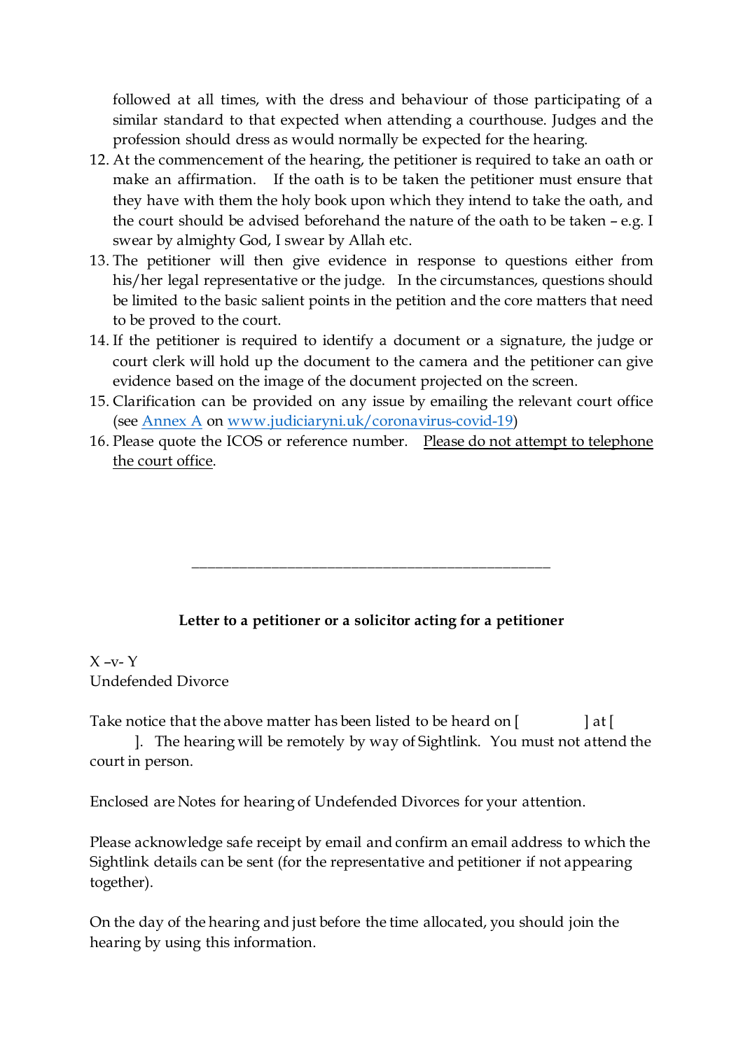followed at all times, with the dress and behaviour of those participating of a similar standard to that expected when attending a courthouse. Judges and the profession should dress as would normally be expected for the hearing.

12. At the commencement of the hearing, the petitioner is required to take an oath or make an affirmation. If the oath is to be taken the petitioner must ensure that they have with them the holy book upon which they intend to take the oath, and the court should be advised beforehand the nature of the oath to be taken – e.g. I swear by almighty God, I swear by Allah etc.
13. The petitioner will then give evidence in response to questions either from his/her legal representative or the judge. In the circumstances, questions should be limited to the basic salient points in the petition and the core matters that need to be proved to the court.
14. If the petitioner is required to identify a document or a signature, the judge or court clerk will hold up the document to the camera and the petitioner can give evidence based on the image of the document projected on the screen.
15. Clarification can be provided on any issue by emailing the relevant court office (see [Annex A](#) on [www.judiciaryni.uk/coronavirus-covid-19](http://www.judiciaryni.uk/coronavirus-covid-19))
16. Please quote the ICOS or reference number. <u>Please do not attempt to telephone the court office</u>.

---

**Letter to a petitioner or a solicitor acting for a petitioner**

X –v- Y
Undefended Divorce

Take notice that the above matter has been listed to be heard on [ ] at [ ]. The hearing will be remotely by way of Sightlink. You must not attend the court in person.

Enclosed are Notes for hearing of Undefended Divorces for your attention.

Please acknowledge safe receipt by email and confirm an email address to which the Sightlink details can be sent (for the representative and petitioner if not appearing together).

On the day of the hearing and just before the time allocated, you should join the hearing by using this information.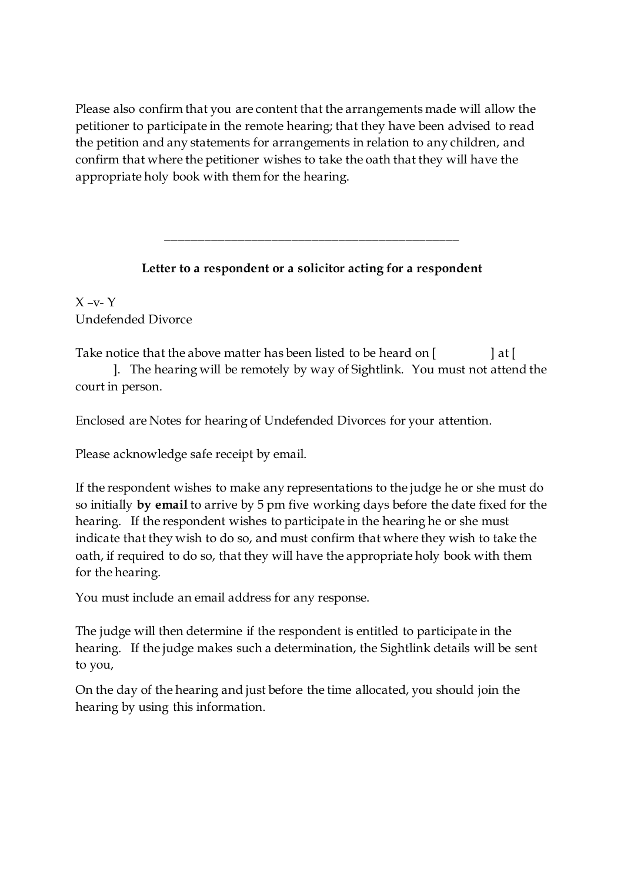Please also confirm that you are content that the arrangements made will allow the petitioner to participate in the remote hearing; that they have been advised to read the petition and any statements for arrangements in relation to any children, and confirm that where the petitioner wishes to take the oath that they will have the appropriate holy book with them for the hearing.

---

**Letter to a respondent or a solicitor acting for a respondent**

X –v- Y
Undefended Divorce

Take notice that the above matter has been listed to be heard on [ ] at [ ]. The hearing will be remotely by way of Sightlink. You must not attend the court in person.

Enclosed are Notes for hearing of Undefended Divorces for your attention.

Please acknowledge safe receipt by email.

If the respondent wishes to make any representations to the judge he or she must do so initially **by email** to arrive by 5 pm five working days before the date fixed for the hearing. If the respondent wishes to participate in the hearing he or she must indicate that they wish to do so, and must confirm that where they wish to take the oath, if required to do so, that they will have the appropriate holy book with them for the hearing.

You must include an email address for any response.

The judge will then determine if the respondent is entitled to participate in the hearing. If the judge makes such a determination, the Sightlink details will be sent to you,

On the day of the hearing and just before the time allocated, you should join the hearing by using this information.